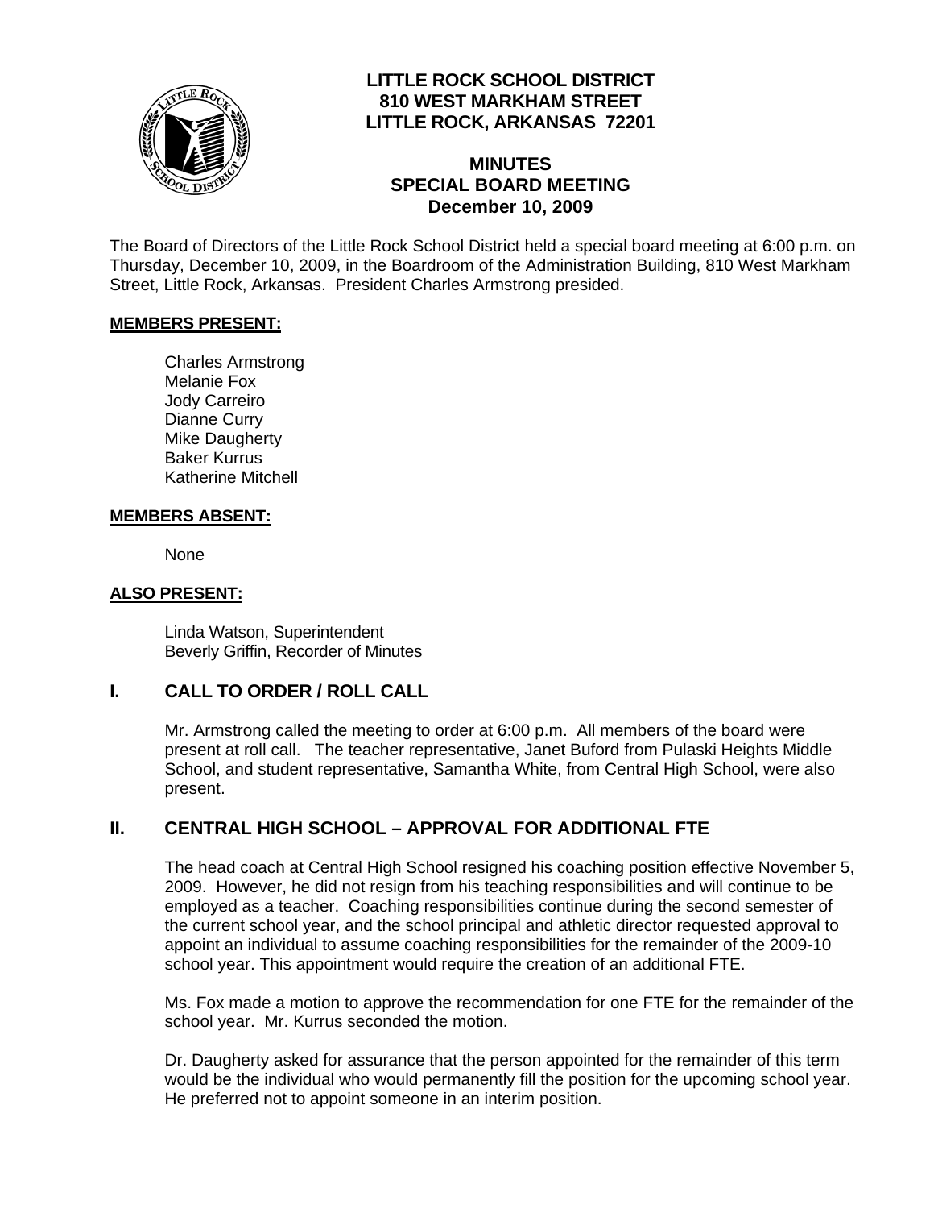# LITTLE ROCK SCHOOL DISTRICT
## 810 WEST MARKHAM STREET
## LITTLE ROCK, ARKANSAS 72201

## MINUTES
## SPECIAL BOARD MEETING
## December 10, 2009

The Board of Directors of the Little Rock School District held a special board meeting at 6:00 p.m. on Thursday, December 10, 2009, in the Boardroom of the Administration Building, 810 West Markham Street, Little Rock, Arkansas. President Charles Armstrong presided.

**MEMBERS PRESENT:**

Charles Armstrong
Melanie Fox
Jody Carreiro
Dianne Curry
Mike Daugherty
Baker Kurrus
Katherine Mitchell

**MEMBERS ABSENT:**

None

**ALSO PRESENT:**

Linda Watson, Superintendent
Beverly Griffin, Recorder of Minutes

## I. CALL TO ORDER / ROLL CALL

Mr. Armstrong called the meeting to order at 6:00 p.m. All members of the board were present at roll call. The teacher representative, Janet Buford from Pulaski Heights Middle School, and student representative, Samantha White, from Central High School, were also present.

## II. CENTRAL HIGH SCHOOL – APPROVAL FOR ADDITIONAL FTE

The head coach at Central High School resigned his coaching position effective November 5, 2009. However, he did not resign from his teaching responsibilities and will continue to be employed as a teacher. Coaching responsibilities continue during the second semester of the current school year, and the school principal and athletic director requested approval to appoint an individual to assume coaching responsibilities for the remainder of the 2009-10 school year. This appointment would require the creation of an additional FTE.

Ms. Fox made a motion to approve the recommendation for one FTE for the remainder of the school year. Mr. Kurrus seconded the motion.

Dr. Daugherty asked for assurance that the person appointed for the remainder of this term would be the individual who would permanently fill the position for the upcoming school year. He preferred not to appoint someone in an interim position.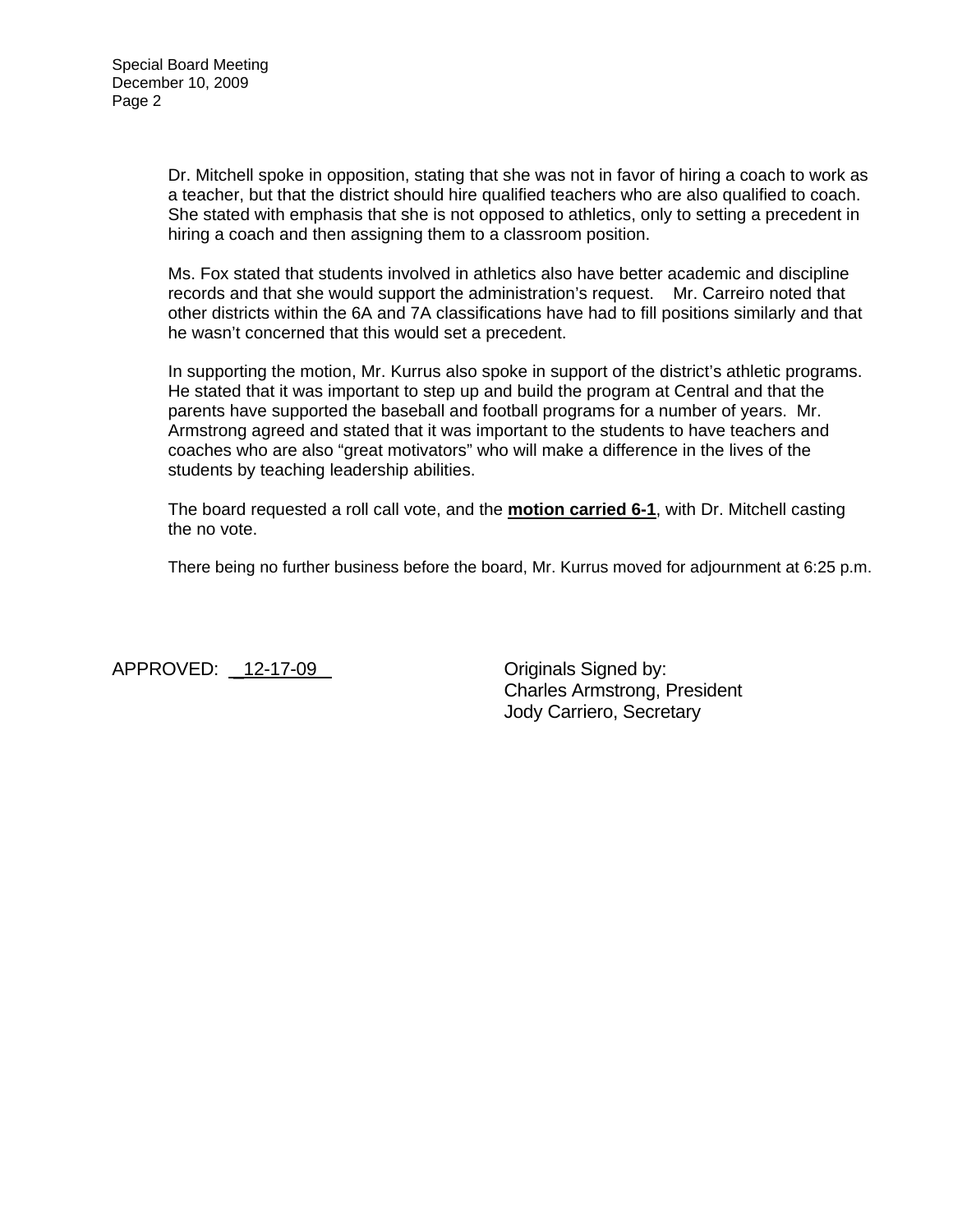Dr. Mitchell spoke in opposition, stating that she was not in favor of hiring a coach to work as a teacher, but that the district should hire qualified teachers who are also qualified to coach. She stated with emphasis that she is not opposed to athletics, only to setting a precedent in hiring a coach and then assigning them to a classroom position.

Ms. Fox stated that students involved in athletics also have better academic and discipline records and that she would support the administration's request. Mr. Carreiro noted that other districts within the 6A and 7A classifications have had to fill positions similarly and that he wasn't concerned that this would set a precedent.

In supporting the motion, Mr. Kurrus also spoke in support of the district's athletic programs. He stated that it was important to step up and build the program at Central and that the parents have supported the baseball and football programs for a number of years. Mr. Armstrong agreed and stated that it was important to the students to have teachers and coaches who are also "great motivators" who will make a difference in the lives of the students by teaching leadership abilities.

The board requested a roll call vote, and the **motion carried 6-1**, with Dr. Mitchell casting the no vote.

There being no further business before the board, Mr. Kurrus moved for adjournment at 6:25 p.m.

APPROVED: 12-17-09

Originals Signed by:
Charles Armstrong, President
Jody Carriero, Secretary